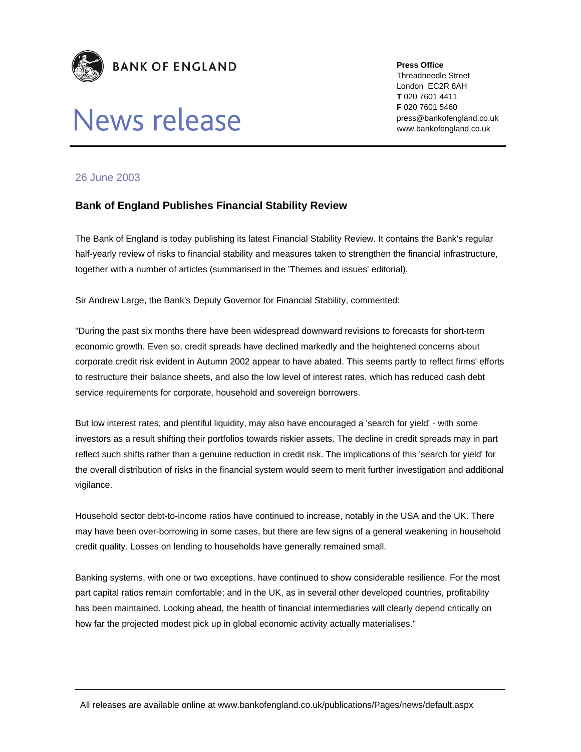BANK OF ENGLAND

# News release

**Press Office**
Threadneedle Street
London EC2R 8AH
**T** 020 7601 4411
**F** 020 7601 5460
press@bankofengland.co.uk
www.bankofengland.co.uk

26 June 2003

## Bank of England Publishes Financial Stability Review

The Bank of England is today publishing its latest Financial Stability Review. It contains the Bank's regular half-yearly review of risks to financial stability and measures taken to strengthen the financial infrastructure, together with a number of articles (summarised in the 'Themes and issues' editorial).

Sir Andrew Large, the Bank's Deputy Governor for Financial Stability, commented:

"During the past six months there have been widespread downward revisions to forecasts for short-term economic growth. Even so, credit spreads have declined markedly and the heightened concerns about corporate credit risk evident in Autumn 2002 appear to have abated. This seems partly to reflect firms' efforts to restructure their balance sheets, and also the low level of interest rates, which has reduced cash debt service requirements for corporate, household and sovereign borrowers.

But low interest rates, and plentiful liquidity, may also have encouraged a 'search for yield' - with some investors as a result shifting their portfolios towards riskier assets. The decline in credit spreads may in part reflect such shifts rather than a genuine reduction in credit risk. The implications of this 'search for yield' for the overall distribution of risks in the financial system would seem to merit further investigation and additional vigilance.

Household sector debt-to-income ratios have continued to increase, notably in the USA and the UK. There may have been over-borrowing in some cases, but there are few signs of a general weakening in household credit quality. Losses on lending to households have generally remained small.

Banking systems, with one or two exceptions, have continued to show considerable resilience. For the most part capital ratios remain comfortable; and in the UK, as in several other developed countries, profitability has been maintained. Looking ahead, the health of financial intermediaries will clearly depend critically on how far the projected modest pick up in global economic activity actually materialises."

All releases are available online at www.bankofengland.co.uk/publications/Pages/news/default.aspx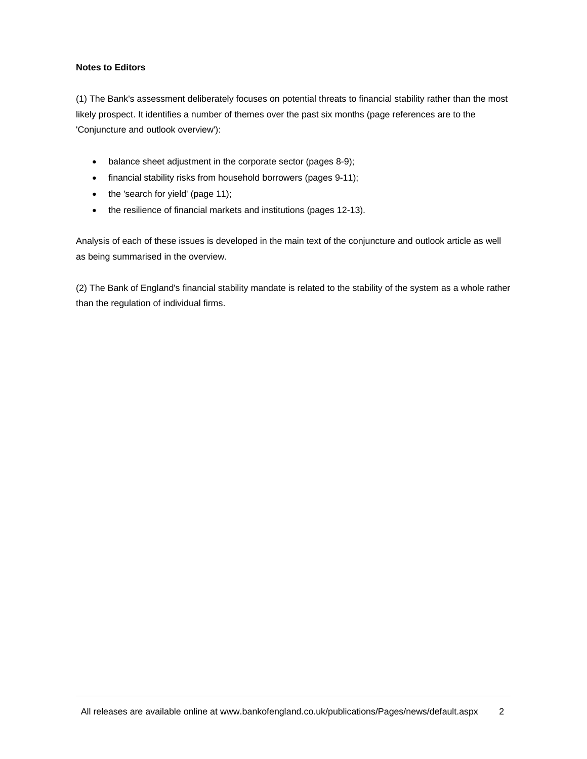**Notes to Editors**

(1) The Bank's assessment deliberately focuses on potential threats to financial stability rather than the most likely prospect. It identifies a number of themes over the past six months (page references are to the 'Conjuncture and outlook overview'):

- balance sheet adjustment in the corporate sector (pages 8-9);
- financial stability risks from household borrowers (pages 9-11);
- the 'search for yield' (page 11);
- the resilience of financial markets and institutions (pages 12-13).

Analysis of each of these issues is developed in the main text of the conjuncture and outlook article as well as being summarised in the overview.

(2) The Bank of England's financial stability mandate is related to the stability of the system as a whole rather than the regulation of individual firms.